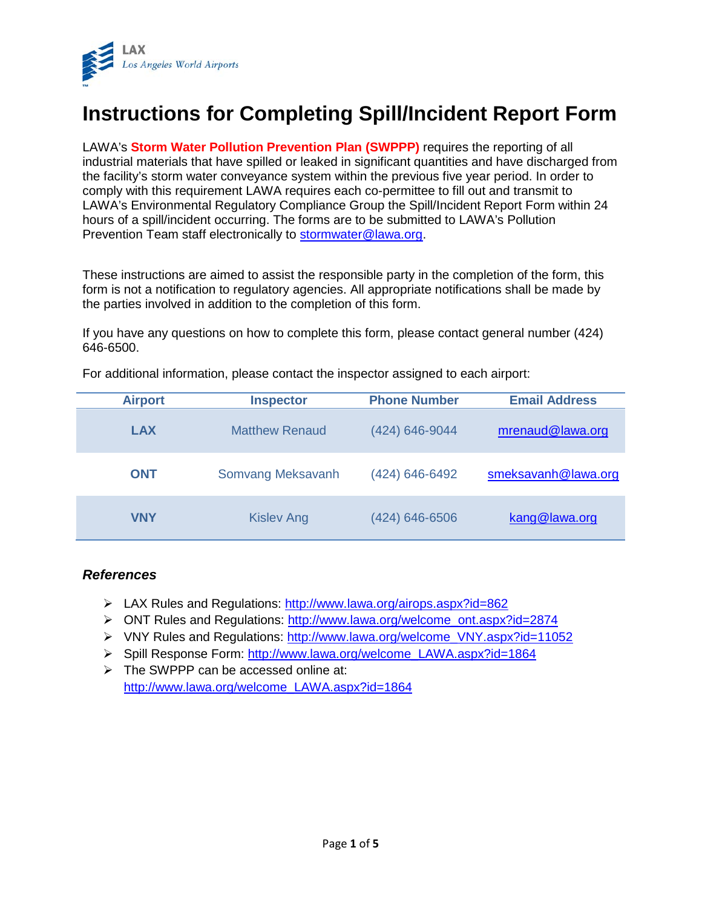LAX
*Los Angeles World Airports*

# Instructions for Completing Spill/Incident Report Form

LAWA's **Storm Water Pollution Prevention Plan (SWPPP)** requires the reporting of all industrial materials that have spilled or leaked in significant quantities and have discharged from the facility's storm water conveyance system within the previous five year period. In order to comply with this requirement LAWA requires each co-permittee to fill out and transmit to LAWA's Environmental Regulatory Compliance Group the Spill/Incident Report Form within 24 hours of a spill/incident occurring. The forms are to be submitted to LAWA's Pollution Prevention Team staff electronically to stormwater@lawa.org.

These instructions are aimed to assist the responsible party in the completion of the form, this form is not a notification to regulatory agencies. All appropriate notifications shall be made by the parties involved in addition to the completion of this form.

If you have any questions on how to complete this form, please contact general number (424) 646-6500.

For additional information, please contact the inspector assigned to each airport:

| Airport | Inspector | Phone Number | Email Address |
|---|---|---|---|
| **LAX** | Matthew Renaud | (424) 646-9044 | mrenaud@lawa.org |
| **ONT** | Somvang Meksavanh | (424) 646-6492 | smeksavanh@lawa.org |
| **VNY** | Kislev Ang | (424) 646-6506 | kang@lawa.org |

### *References*

- LAX Rules and Regulations: http://www.lawa.org/airops.aspx?id=862
- ONT Rules and Regulations: http://www.lawa.org/welcome_ont.aspx?id=2874
- VNY Rules and Regulations: http://www.lawa.org/welcome_VNY.aspx?id=11052
- Spill Response Form: http://www.lawa.org/welcome_LAWA.aspx?id=1864
- The SWPPP can be accessed online at: http://www.lawa.org/welcome_LAWA.aspx?id=1864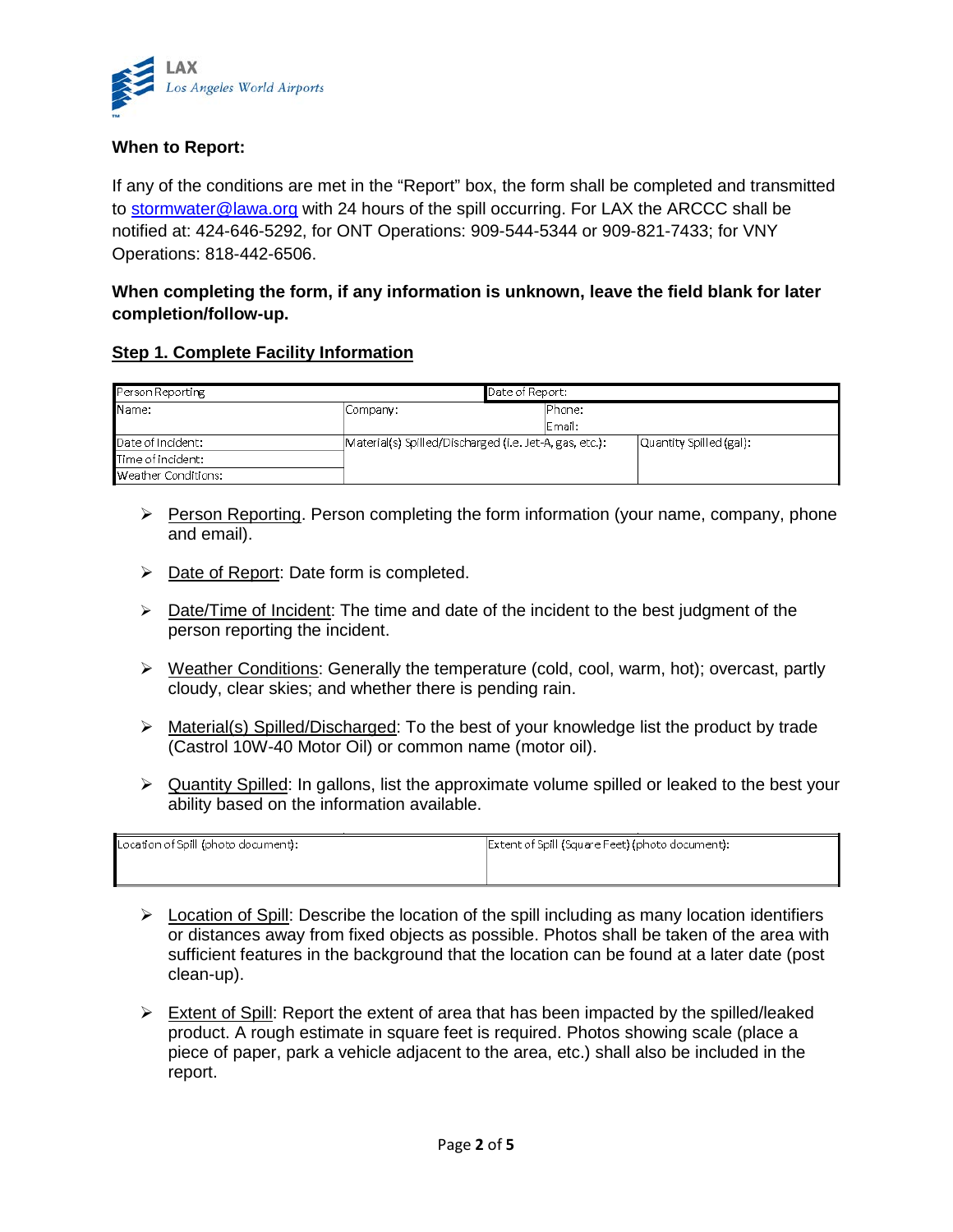**When to Report:**

If any of the conditions are met in the "Report" box, the form shall be completed and transmitted to stormwater@lawa.org with 24 hours of the spill occurring. For LAX the ARCCC shall be notified at: 424-646-5292, for ONT Operations: 909-544-5344 or 909-821-7433; for VNY Operations: 818-442-6506.

**When completing the form, if any information is unknown, leave the field blank for later completion/follow-up.**

## Step 1. Complete Facility Information

| Person Reporting | | Date of Report: | |
|---|---|---|---|
| Name: | Company: | Phone: <br> Email: | |
| Date of Incident: | Material(s) Spilled/Discharged (i.e. Jet-A, gas, etc.): | | Quantity Spilled (gal): |
| Time of Incident: | | | |
| Weather Conditions: | | | |

- Person Reporting. Person completing the form information (your name, company, phone and email).
- Date of Report: Date form is completed.
- Date/Time of Incident: The time and date of the incident to the best judgment of the person reporting the incident.
- Weather Conditions: Generally the temperature (cold, cool, warm, hot); overcast, partly cloudy, clear skies; and whether there is pending rain.
- Material(s) Spilled/Discharged: To the best of your knowledge list the product by trade (Castrol 10W-40 Motor Oil) or common name (motor oil).
- Quantity Spilled: In gallons, list the approximate volume spilled or leaked to the best your ability based on the information available.

| Location of Spill (photo document): | Extent of Spill (Square Feet) (photo document): |
|---|---|
| | |

- Location of Spill: Describe the location of the spill including as many location identifiers or distances away from fixed objects as possible. Photos shall be taken of the area with sufficient features in the background that the location can be found at a later date (post clean-up).
- Extent of Spill: Report the extent of area that has been impacted by the spilled/leaked product. A rough estimate in square feet is required. Photos showing scale (place a piece of paper, park a vehicle adjacent to the area, etc.) shall also be included in the report.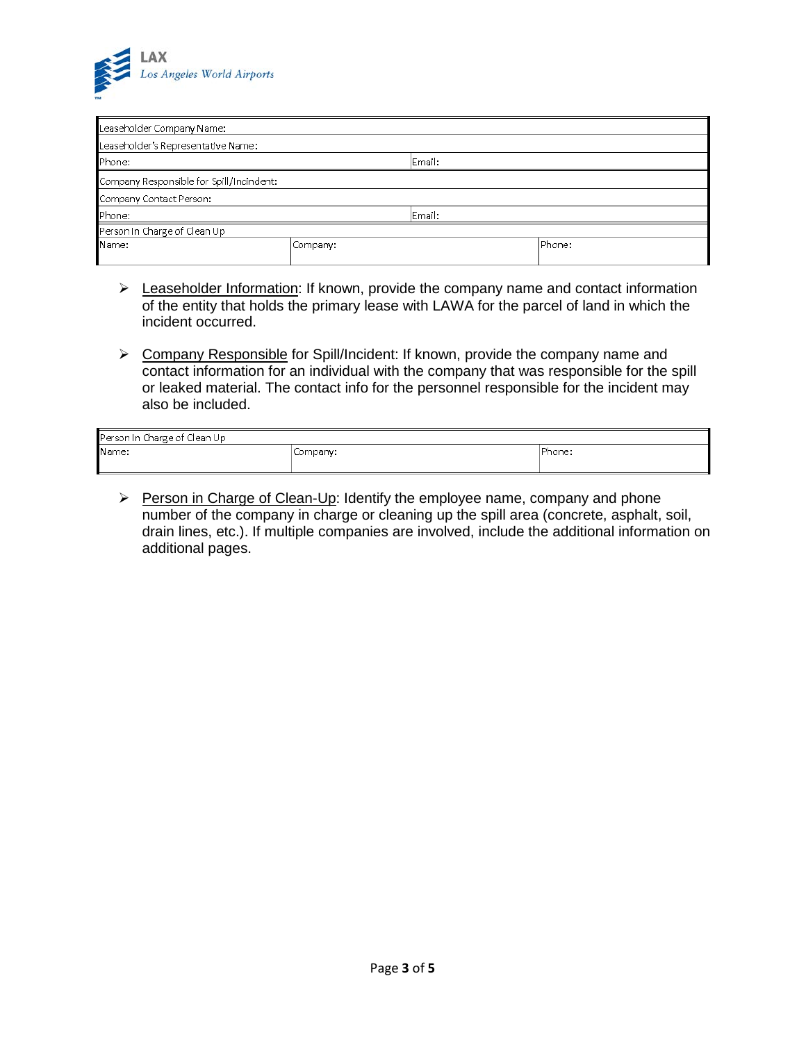LAX
*Los Angeles World Airports*

| Leaseholder Company Name: | | |
|---|---|---|
| Leaseholder's Representative Name: | | |
| Phone: | | Email: |
| Company Responsible for Spill/Incindent: | | |
| Company Contact Person: | | |
| Phone: | | Email: |
| Person In Charge of Clean Up | | |
| Name: | Company: | Phone: |

- Leaseholder Information: If known, provide the company name and contact information of the entity that holds the primary lease with LAWA for the parcel of land in which the incident occurred.

- Company Responsible for Spill/Incident: If known, provide the company name and contact information for an individual with the company that was responsible for the spill or leaked material. The contact info for the personnel responsible for the incident may also be included.

| Person In Charge of Clean Up | | |
|---|---|---|
| Name: | Company: | Phone: |

- Person in Charge of Clean-Up: Identify the employee name, company and phone number of the company in charge or cleaning up the spill area (concrete, asphalt, soil, drain lines, etc.). If multiple companies are involved, include the additional information on additional pages.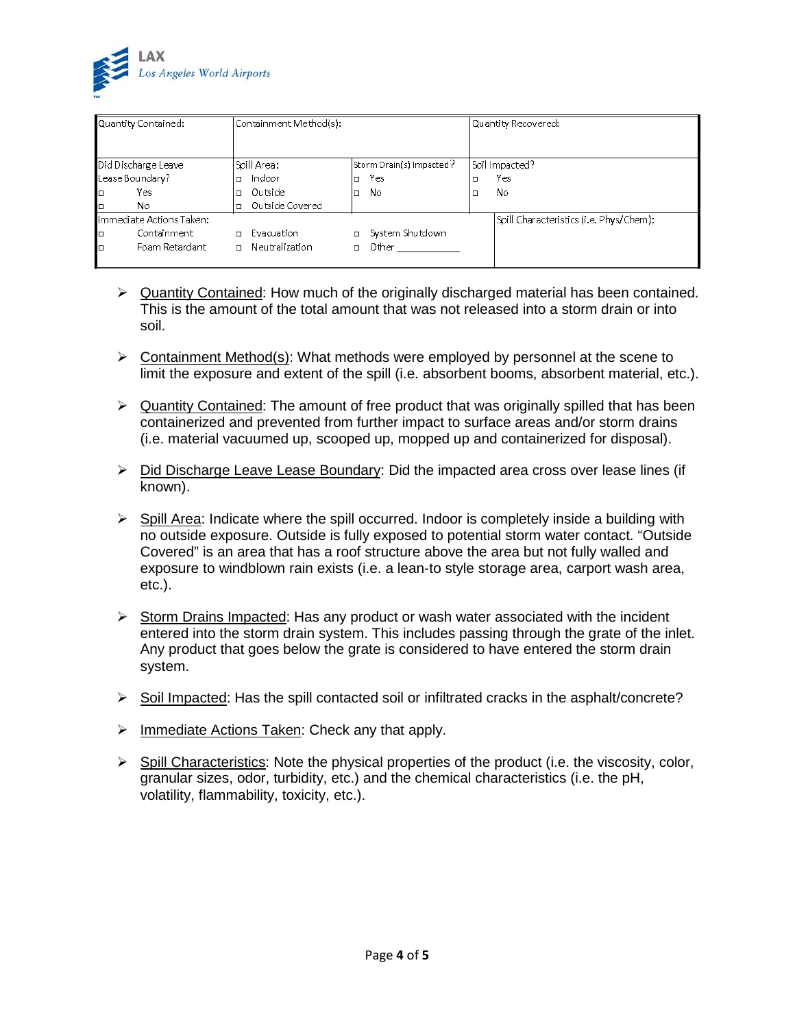| Quantity Contained: | Containment Method(s): | | Quantity Recovered: |
|---|---|---|---|
| Did Discharge Leave Lease Boundary?<br>□ Yes<br>□ No | Spill Area:<br>□ Indoor<br>□ Outside<br>□ Outside Covered | Storm Drain(s) Impacted?<br>□ Yes<br>□ No | Soil Impacted?<br>□ Yes<br>□ No |
| Immediate Actions Taken:<br>□ Containment<br>□ Foam Retardant | □ Evacuation<br>□ Neutralization | □ System Shutdown<br>□ Other ___________ | Spill Characteristics (i.e. Phys/Chem): |

- Quantity Contained: How much of the originally discharged material has been contained. This is the amount of the total amount that was not released into a storm drain or into soil.

- Containment Method(s): What methods were employed by personnel at the scene to limit the exposure and extent of the spill (i.e. absorbent booms, absorbent material, etc.).

- Quantity Contained: The amount of free product that was originally spilled that has been containerized and prevented from further impact to surface areas and/or storm drains (i.e. material vacuumed up, scooped up, mopped up and containerized for disposal).

- Did Discharge Leave Lease Boundary: Did the impacted area cross over lease lines (if known).

- Spill Area: Indicate where the spill occurred. Indoor is completely inside a building with no outside exposure. Outside is fully exposed to potential storm water contact. "Outside Covered" is an area that has a roof structure above the area but not fully walled and exposure to windblown rain exists (i.e. a lean-to style storage area, carport wash area, etc.).

- Storm Drains Impacted: Has any product or wash water associated with the incident entered into the storm drain system. This includes passing through the grate of the inlet. Any product that goes below the grate is considered to have entered the storm drain system.

- Soil Impacted: Has the spill contacted soil or infiltrated cracks in the asphalt/concrete?

- Immediate Actions Taken: Check any that apply.

- Spill Characteristics: Note the physical properties of the product (i.e. the viscosity, color, granular sizes, odor, turbidity, etc.) and the chemical characteristics (i.e. the pH, volatility, flammability, toxicity, etc.).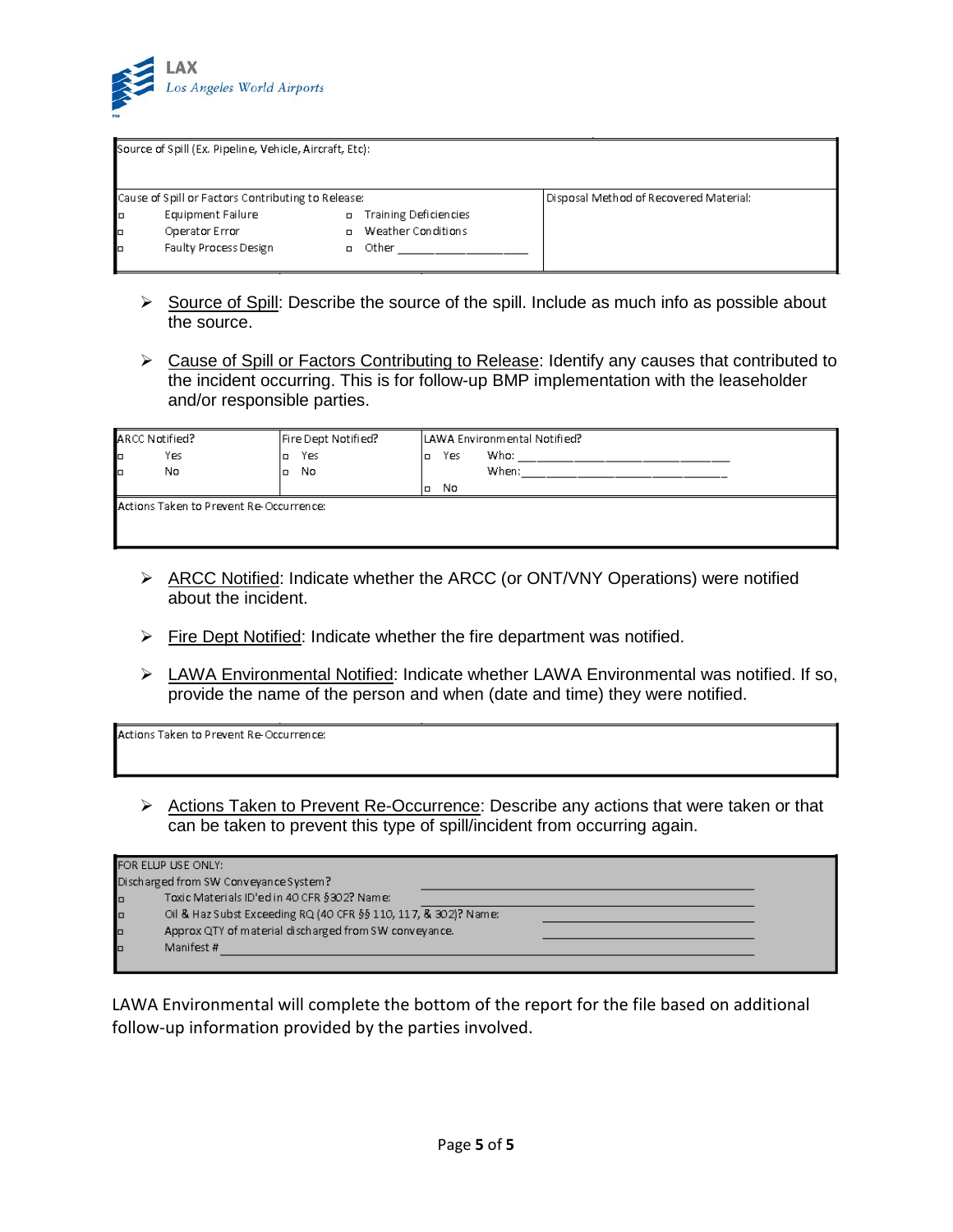LAX
Los Angeles World Airports

| Source of Spill (Ex. Pipeline, Vehicle, Aircraft, Etc): | |
|---|---|
| Cause of Spill or Factors Contributing to Release:<br>□ Equipment Failure □ Training Deficiencies<br>□ Operator Error □ Weather Conditions<br>□ Faulty Process Design □ Other ________________ | Disposal Method of Recovered Material: |

- Source of Spill: Describe the source of the spill. Include as much info as possible about the source.
- Cause of Spill or Factors Contributing to Release: Identify any causes that contributed to the incident occurring. This is for follow-up BMP implementation with the leaseholder and/or responsible parties.

| ARCC Notified? | Fire Dept Notified? | LAWA Environmental Notified? |
|---|---|---|
| □ Yes<br>□ No | □ Yes<br>□ No | □ Yes Who: ________________<br>When: ________________<br>□ No |
| Actions Taken to Prevent Re-Occurrence: | | |

- ARCC Notified: Indicate whether the ARCC (or ONT/VNY Operations) were notified about the incident.
- Fire Dept Notified: Indicate whether the fire department was notified.
- LAWA Environmental Notified: Indicate whether LAWA Environmental was notified. If so, provide the name of the person and when (date and time) they were notified.

| Actions Taken to Prevent Re-Occurrence: |
|---|
| |

- Actions Taken to Prevent Re-Occurrence: Describe any actions that were taken or that can be taken to prevent this type of spill/incident from occurring again.

| FOR ELUP USE ONLY: |
|---|
| Discharged from SW Conveyance System? ________________ |
| □ Toxic Materials ID'ed in 40 CFR §302? Name: ________________ |
| □ Oil & Haz Subst Exceeding RQ (40 CFR §§ 110, 117, & 302)? Name: ________________ |
| □ Approx QTY of material discharged from SW conveyance. ________________ |
| □ Manifest # ________________ |

LAWA Environmental will complete the bottom of the report for the file based on additional follow-up information provided by the parties involved.